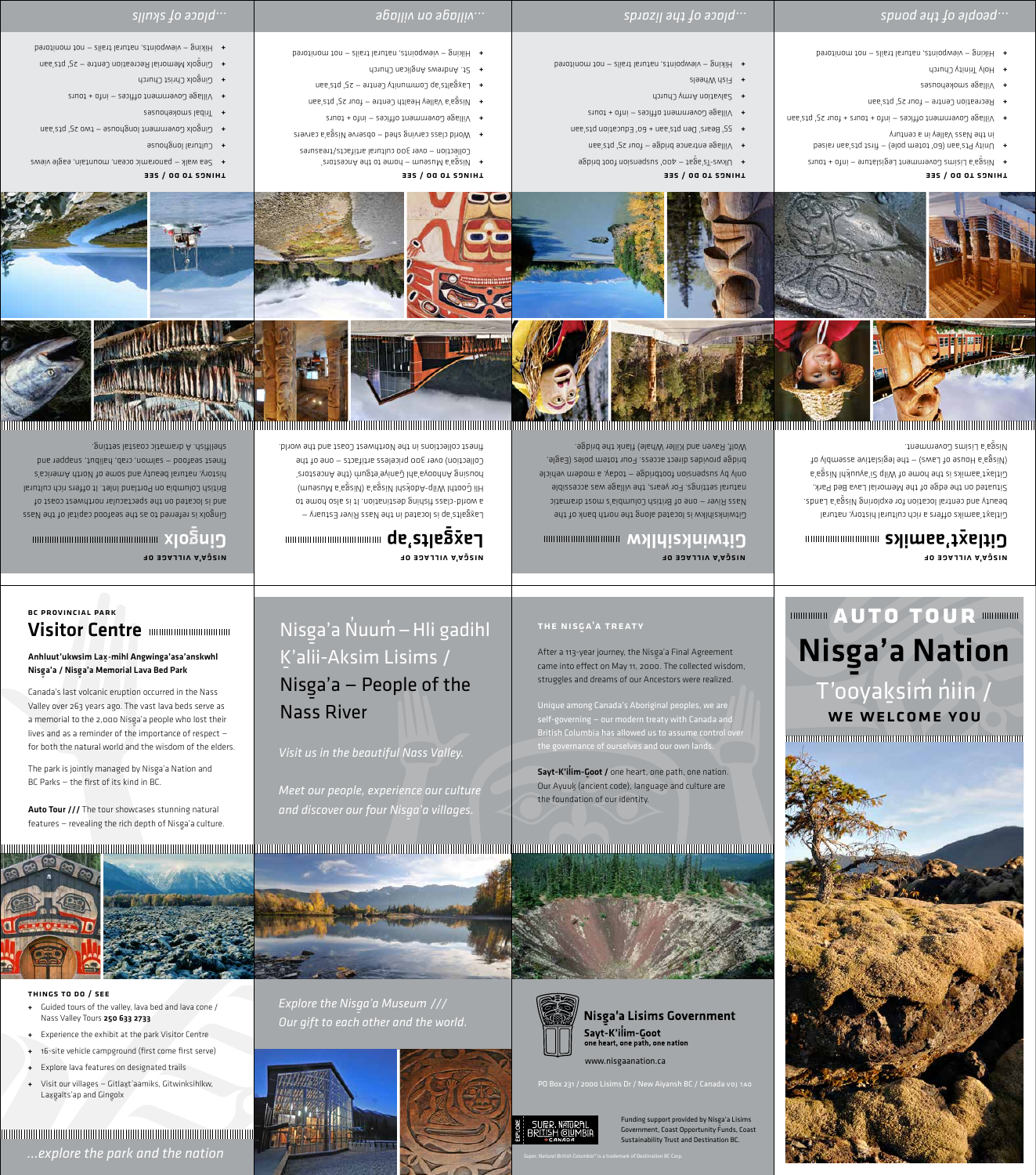# AUTO TOUR

# Nisga'a Nation

## T'ooyak̲sim̓ n̓iin / WE WELCOME YOU

### THE NISG̱A'A TREATY

After a 113-year journey, the Nisg̱a'a Final Agreement came into effect on May 11, 2000. The collected wisdom, struggles and dreams of our Ancestors were realized.

Unique among Canada's Aboriginal peoples, we are self-governing – our modern treaty with Canada and British Columbia has allowed us to assume control over the governance of ourselves and our own lands.

**Sayt-K'il̓im-G̱oot /** one heart, one path, one nation. Our Ayuuk̲ (ancient code), language and culture are the foundation of our identity.

**Nisg̱a'a Lisims Government**

**Sayt-K'il̓im-G̱oot**

**one heart, one path, one nation**

www.nisgaanation.ca

PO Box 231 / 2000 Lisims Dr / New Aiyansh BC / Canada V0J 1A0

Funding support provided by Nisg̱a'a Lisims Government, Coast Opportunity Funds, Coast Sustainability Trust and Destination BC.

*Super, Natural British Columbia® is a trademark of Destination BC Corp.*

## Nisg̱a'a N̓uum̓ – Hli gadihl K̲'alii-Aksim Lisims / Nisg̱a'a – People of the Nass River

*Visit us in the beautiful Nass Valley.*

*Meet our people, experience our culture and discover our four Nisg̱a'a villages.*

*Explore the Nisg̱a'a Museum /// Our gift to each other and the world.*

### BC PROVINCIAL PARK

## Visitor Centre

**Anhluut'ukwsim Lax̱-mihl Angwinga'asa'anskwhl Nisg̱a'a / Nisg̱a'a Memorial Lava Bed Park**

Canada's last volcanic eruption occurred in the Nass Valley over 263 years ago. The vast lava beds serve as a memorial to the 2,000 Nisg̱a'a people who lost their lives and as a reminder of the importance of respect – for both the natural world and the wisdom of the elders.

The park is jointly managed by Nisg̱a'a Nation and BC Parks – the first of its kind in BC.

**Auto Tour ///** The tour showcases stunning natural features – revealing the rich depth of Nisg̱a'a culture.

### THINGS TO DO / SEE

- Guided tours of the valley, lava bed and lava cone / Nass Valley Tours **250 633 2733**
- Experience the exhibit at the park Visitor Centre
- 16-site vehicle campground (first come first serve)
- Explore lava features on designated trails
- Visit our villages – Gitlax̱t'aamiks, Gitwinksihlkw, Lax̱galts'ap and Gingolx

*...explore the park and the nation*

---

*...people of the ponds*

### NISG̱A'A VILLAGE OF

## Gitlax̱t'aamiks

Gitlax̱t'aamiks offers a rich cultural history, natural beauty and central location for exploring Nisg̱a'a Lands. Situated on the edge of the Memorial Lava Bed Park, Gitlax̱t'aamiks is the home of Wilp Si'ayuukhl Nisg̱a'a (Nisg̱a'a House of Laws) – the legislative assembly of Nisg̱a'a Lisims Government.

### THINGS TO DO / SEE

- Nisg̱a'a Lisims Government Legislature – info + tours
- Unity Pts'aan (totem pole) – first pts'aan raised in the Nass Valley in a century
- Village government offices – info + tours + four 25' pts'aan
- Recreation Centre – four 25' pts'aan
- Village smokehouses
- Holy Trinity Church
- Hiking – viewpoints, natural trails – not monitored

*...place of the lizards*

### NISG̱A'A VILLAGE OF

## Gitwinksihlkw

Gitwinksihlkw is located along the north bank of the Nass River – one of British Columbia's most dramatic natural settings. For years, the village was accessible only by suspension footbridge – today, a modern vehicle bridge provides direct access. Four totem poles (Eagle, Wolf, Raven and Killer Whale) flank the bridge.

### THINGS TO DO / SEE

- Ukws-Ts'agat – 400' suspension foot bridge
- Village entrance bridge – four 25' pts'aan
- 55' Bear, Den pts'aan + 60' Education pts'aan
- Village government offices – info + tours
- Salvation Army Church
- Fish Wheels
- Hiking – viewpoints, natural trails – not monitored

*...village on village*

### NISG̱A'A VILLAGE OF

## Lax̱galts'ap

Lax̱galts'ap is located in the Nass River Estuary – a world-class fishing destination. It is also home to Hli G̱oothl Wilp-Adokshl Nisg̱a'a (Nisg̱a'a Museum) housing Anhooya'ahl Ganiye'etgum (the Ancestors' Collection) over 300 priceless artifacts – one of the finest collections in the Northwest Coast and the world.

### THINGS TO DO / SEE

- Nisg̱a'a Museum – home to the Ancestors' Collection – over 300 cultural artifacts/treasures
- World class carving shed – observe Nisg̱a'a carvers
- Village government offices – info + tours
- Nisg̱a'a Valley Health Centre – four 25' pts'aan
- Lax̱galts'ap Community Centre – 25' pts'aan
- St. Andrews Anglican Church
- Hiking – viewpoints, natural trails – not monitored

*...place of skulls*

### NISG̱A'A VILLAGE OF

## Gingolx

Gingolx is referred to as the seafood capital of the Nass and is located on the spectacular northwest coast of British Columbia on Portland Inlet. It offers rich cultural history, natural beauty and some of North America's finest seafood – salmon, crab, halibut, snapper and shellfish. A dramatic coastal setting.

### THINGS TO DO / SEE

- Sea walk – panoramic ocean, mountain, eagle views
- Cultural longhouse
- Gingolx Government longhouse – two 25' pts'aan
- Tidal smokehouses
- Village government offices – info + tours
- Gingolx Christ Church
- Gingolx Memorial Recreation Centre – 25' pts'aan
- Hiking – viewpoints, natural trails – not monitored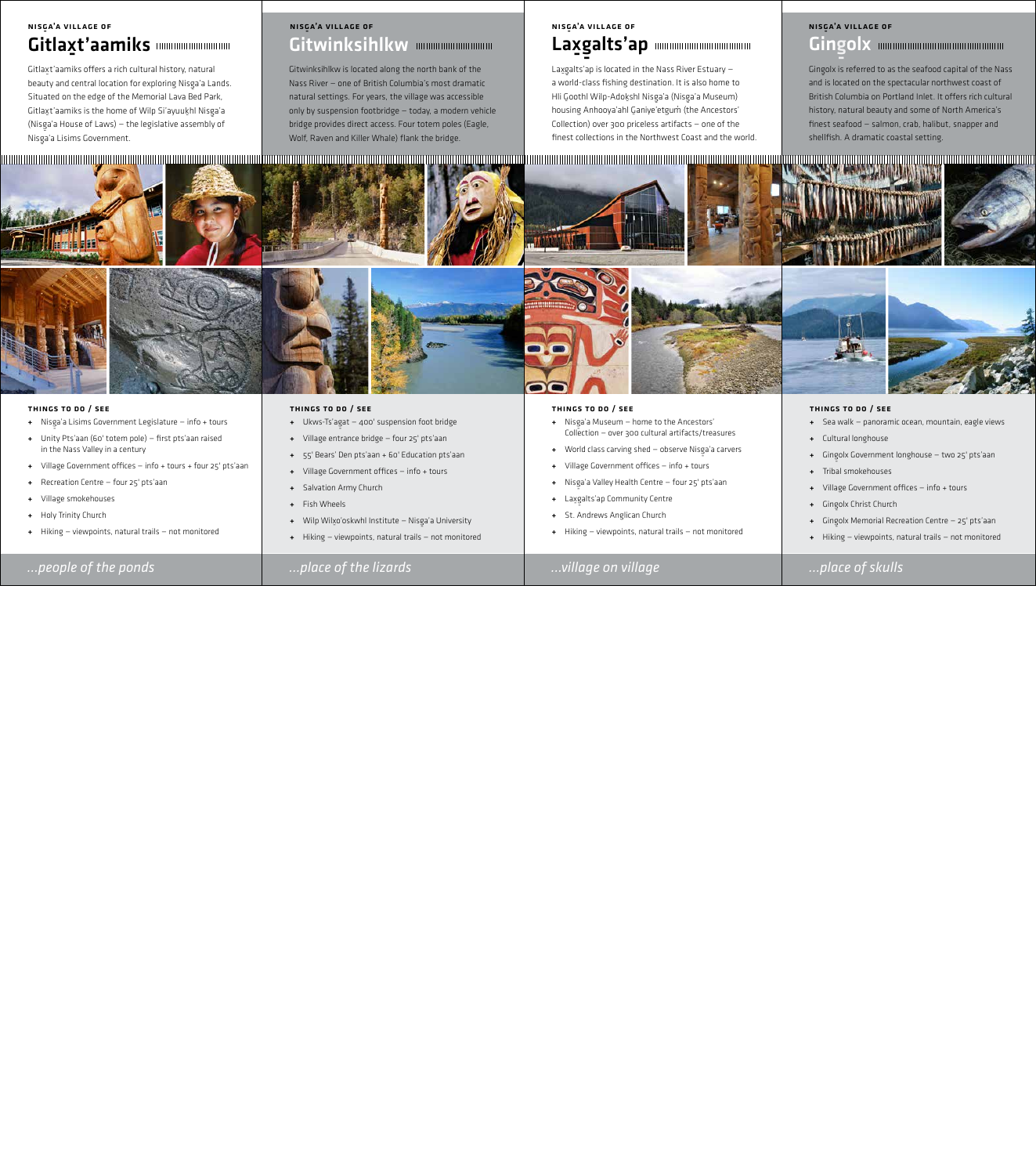NISG̱A'A VILLAGE OF

## Gitlax̱t'aamiks

Gitlax̱t'aamiks offers a rich cultural history, natural beauty and central location for exploring Nisg̱a'a Lands. Situated on the edge of the Memorial Lava Bed Park, Gitlax̱t'aamiks is the home of Wilp Si'ayuuk̲hl Nisg̱a'a (Nisg̱a'a House of Laws) – the legislative assembly of Nisg̱a'a Lisims Government.

**THINGS TO DO / SEE**

- Nisg̱a'a Lisims Government Legislature – info + tours
- Unity Pts'aan (60' totem pole) – first pts'aan raised in the Nass Valley in a century
- Village Government offices – info + tours + four 25' pts'aan
- Recreation Centre – four 25' pts'aan
- Village smokehouses
- Holy Trinity Church
- Hiking – viewpoints, natural trails – not monitored

*...people of the ponds*

NISG̱A'A VILLAGE OF

## Gitwinksihlkw

Gitwinksihlkw is located along the north bank of the Nass River – one of British Columbia's most dramatic natural settings. For years, the village was accessible only by suspension footbridge – today, a modern vehicle bridge provides direct access. Four totem poles (Eagle, Wolf, Raven and Killer Whale) flank the bridge.

**THINGS TO DO / SEE**

- Ukws-Ts'agat – 400' suspension foot bridge
- Village entrance bridge – four 25' pts'aan
- 55' Bears' Den pts'aan + 60' Education pts'aan
- Village Government offices – info + tours
- Salvation Army Church
- Fish Wheels
- Wilp Wilx̱o'oskwhl Institute – Nisg̱a'a University
- Hiking – viewpoints, natural trails – not monitored

*...place of the lizards*

NISG̱A'A VILLAGE OF

## Lax̱g̱alts'ap

Lax̱g̱alts'ap is located in the Nass River Estuary – a world-class fishing destination. It is also home to Hli G̱oothl Wilp-Adok̲shl Nisg̱a'a (Nisg̱a'a Museum) housing Anhooya'ahl G̱aniye'etg̱um̓ (the Ancestors' Collection) over 300 priceless artifacts – one of the finest collections in the Northwest Coast and the world.

**THINGS TO DO / SEE**

- Nisg̱a'a Museum – home to the Ancestors' Collection – over 300 cultural artifacts/treasures
- World class carving shed – observe Nisg̱a'a carvers
- Village Government offices – info + tours
- Nisg̱a'a Valley Health Centre – four 25' pts'aan
- Lax̱g̱alts'ap Community Centre
- St. Andrews Anglican Church
- Hiking – viewpoints, natural trails – not monitored

*...village on village*

NISG̱A'A VILLAGE OF

## Ging̱olx

Ging̱olx is referred to as the seafood capital of the Nass and is located on the spectacular northwest coast of British Columbia on Portland Inlet. It offers rich cultural history, natural beauty and some of North America's finest seafood – salmon, crab, halibut, snapper and shellfish. A dramatic coastal setting.

**THINGS TO DO / SEE**

- Sea walk – panoramic ocean, mountain, eagle views
- Cultural longhouse
- Ging̱olx Government longhouse – two 25' pts'aan
- Tribal smokehouses
- Village Government offices – info + tours
- Ging̱olx Christ Church
- Ging̱olx Memorial Recreation Centre – 25' pts'aan
- Hiking – viewpoints, natural trails – not monitored

*...place of skulls*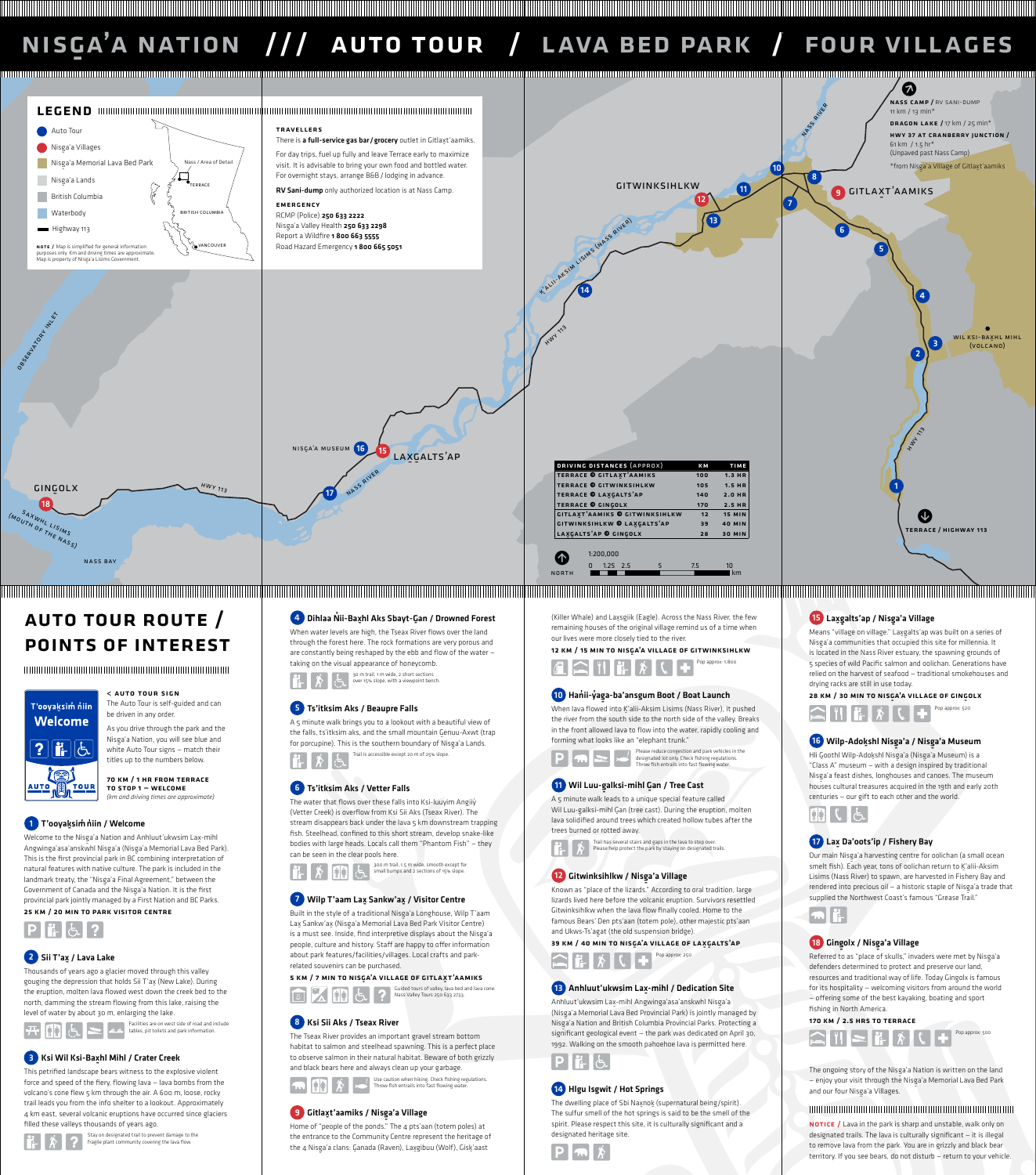# NISGA'A NATION /// AUTO TOUR / LAVA BED PARK / FOUR VILLAGES

## LEGEND

- Auto Tour
- Nisga'a Villages
- Nisga'a Memorial Lava Bed Park
- Nisga'a Lands
- British Columbia
- Waterbody
- Highway 113

**NOTE /** Map is simplified for general information purposes only. Km and driving times are approximate. Map is property of Nisga'a Lisims Government.

Nass / Area of Detail — TERRACE — BRITISH COLUMBIA — VANCOUVER

**TRAVELLERS**

There is a **full-service gas bar / grocery** outlet in Gitlaxt'aamiks.

For day trips, fuel up fully and leave Terrace early to maximize visit. It is advisable to bring your own food and bottled water. For overnight stays, arrange B&B / lodging in advance.

**RV Sani-dump** only authorized location is at Nass Camp.

**EMERGENCY**

RCMP (Police) **250 633 2222**
Nisga'a Valley Health **250 633 2298**
Report a Wildfire **1 800 663 5555**
Road Hazard Emergency **1 800 665 5051**

**NASS CAMP /** RV SANI-DUMP 11 km / 13 min*
**DRAGON LAKE /** 17 km / 25 min*
**HWY 37 AT CRANBERRY JUNCTION /** 61 km / 1.5 hr* (Unpaved past Nass Camp)
*from Nisga'a Village of Gitlaxt'aamiks

GITWINKSIHLKW — GITLAXT'AAMIKS — WIL KSI-BAXHL MIHL (VOLCANO) — NASS RIVER — K'ALII-AKSIM LISIMS (NASS RIVER) — HWY 113 — NISGA'A MUSEUM — LAXGALTS'AP — GINGOLX — SAXWHL LISIMS (MOUTH OF THE NASS) — NASS BAY — OBSERVATORY INLET — TERRACE / HIGHWAY 113

| DRIVING DISTANCES (APPROX) | KM | TIME |
|---|---|---|
| TERRACE ⊙ GITLAXT'AAMIKS | 100 | 1.3 HR |
| TERRACE ⊙ GITWINKSIHLKW | 105 | 1.5 HR |
| TERRACE ⊙ LAXGALTS'AP | 140 | 2.0 HR |
| TERRACE ⊙ GINGOLX | 170 | 2.5 HR |
| GITLAXT'AAMIKS ⊙ GITWINKSIHLKW | 12 | 15 MIN |
| GITWINKSIHLKW ⊙ LAXGALTS'AP | 39 | 40 MIN |
| LAXGALTS'AP ⊙ GINGOLX | 28 | 30 MIN |

1:200,000 — 0 1.25 2.5 5 7.5 10 km — NORTH

# AUTO TOUR ROUTE / POINTS OF INTEREST

T'ooyaksim niin — Welcome — AUTO TOUR

**< AUTO TOUR SIGN**

The Auto Tour is self-guided and can be driven in any order.

As you drive through the park and the Nisga'a Nation, you will see blue and white Auto Tour signs – match their titles up to the numbers below.

**70 KM / 1 HR FROM TERRACE TO STOP 1 – WELCOME**
*(km and driving times are approximate)*

### 1 T'ooyaksim niin / Welcome

Welcome to the Nisga'a Nation and Anhluut'ukwsim Lax-mihl Angwinga'asa'anskwhl Nisga'a (Nisga'a Memorial Lava Bed Park). This is the first provincial park in BC combining interpretation of natural features with native culture. The park is included in the landmark treaty, the "Nisga'a Final Agreement," between the Government of Canada and the Nisga'a Nation. It is the first provincial park jointly managed by a First Nation and BC Parks.

**25 KM / 20 MIN TO PARK VISITOR CENTRE**

### 2 Sii T'ax / Lava Lake

Thousands of years ago a glacier moved through this valley gouging the depression that holds Sii T'ax (New Lake). During the eruption, molten lava flowed west down the creek bed to the north, damming the stream flowing from this lake, raising the level of water by about 30 m, enlarging the lake.

Facilities are on west side of road and include tables, pit toilets and park information.

### 3 Ksi Wil Ksi-Baxhl Mihl / Crater Creek

This petrified landscape bears witness to the explosive violent force and speed of the fiery, flowing lava – lava bombs from the volcano's cone flew 5 km through the air. A 600 m, loose, rocky trail leads you from the info shelter to a lookout. Approximately 4 km east, several volcanic eruptions have occurred since glaciers filled these valleys thousands of years ago.

Stay on designated trail to prevent damage to the fragile plant community covering the lava flow.

### 4 Dihlaa Ńii-Baxhl Aks Sbayt-Gan / Drowned Forest

When water levels are high, the Tseax River flows over the land through the forest here. The rock formations are very porous and are constantly being reshaped by the ebb and flow of the water – taking on the visual appearance of honeycomb.

30 m trail, 1 m wide, 2 short sections over 15% slope, with a viewpoint bench.

### 5 Ts'itksim Aks / Beaupre Falls

A 5 minute walk brings you to a lookout with a beautiful view of the falls, ts'itksim aks, and the small mountain Genuu-Axwt (trap for porcupine). This is the southern boundary of Nisga'a Lands.

Trail is accessible except 20 m of 25% slope.

### 6 Ts'itksim Aks / Vetter Falls

The water that flows over these falls into Ksi-luuyim Angiiý (Vetter Creek) is overflow from Ksi Sii Aks (Tseax River). The stream disappears back under the lava 5 km downstream trapping fish. Steelhead, confined to this short stream, develop snake-like bodies with large heads. Locals call them "Phantom Fish" – they can be seen in the clear pools here.

300 m trail, 1.5 m wide, smooth except for small bumps and 2 sections of 15% slope.

### 7 Wilp T'aam Lax Sankw'ax / Visitor Centre

Built in the style of a traditional Nisga'a Longhouse, Wilp T'aam Lax Sankw'ax (Nisga'a Memorial Lava Bed Visitor Centre) is a must see. Inside, find interpretive displays about the Nisga'a people, culture and history. Staff are happy to offer information about park features/facilities/villages. Local crafts and park-related souvenirs can be purchased.

**5 KM / 7 MIN TO NISGA'A VILLAGE OF GITLAXT'AAMIKS**

Guided tours of valley, lava bed and lava cone: Nass Valley Tours 250 633 2733.

### 8 Ksi Sii Aks / Tseax River

The Tseax River provides an important gravel stream bottom habitat to salmon and steelhead spawning. This is a perfect place to observe salmon in their natural habitat. Beware of both grizzly and black bears here and always clean up your garbage.

Use caution when hiking. Check fishing regulations. Throw fish entrails into fast flowing water.

### 9 Gitlaxt'aamiks / Nisga'a Village

Home of "people of the ponds." The 4 pts'aan (totem poles) at the entrance to the Community Centre represent the heritage of the 4 Nisga'a clans: Ganada (Raven), Laxgibuu (Wolf), Gisk'aast (Killer Whale) and Laxsgiik (Eagle). Across the Nass River, the few remaining houses of the original village remind us of a time when our lives were more closely tied to the river.

**12 KM / 15 MIN TO NISGA'A VILLAGE OF GITWINKSIHLKW**

Pop approx: 1,800

### 10 Hańii-ýaga-ba'angsum Boot / Boat Launch

When lava flowed into K'alii-Aksim Lisims (Nass River), it pushed the river from the south side to the north side of the valley. Breaks in the front allowed lava to flow into the water, rapidly cooling and forming what looks like an "elephant trunk."

Please reduce congestion and park vehicles in the designated lot only. Check fishing regulations. Throw fish entrails into fast flowing water.

### 11 Wil Luu-galksi-mihl Gan / Tree Cast

A 5 minute walk leads to a unique special feature called Wil Luu-galksi-mihl Gan (tree cast). During the eruption, molten lava solidified around trees which created hollow tubes after the trees burned or rotted away.

Trail has several stairs and gaps in the lava to step over. Please help protect the park by staying on designated trails.

### 12 Gitwinksihlkw / Nisga'a Village

Known as "place of the lizards." According to oral tradition, large lizards lived here before the volcanic eruption. Survivors resettled Gitwinksihlkw when the lava flow finally cooled. Home to the famous Bears' Den pts'aan (totem pole), other majestic pts'aan and Ukws-Ts'agat (the old suspension bridge).

**39 KM / 40 MIN TO NISGA'A VILLAGE OF LAXGALTS'AP**

Pop approx: 250

### 13 Anhluut'ukwsim Lax-mihl / Dedication Site

Anhluut'ukwsim Lax-mihl Angwinga'asa'anskwhl Nisga'a (Nisga'a Memorial Lava Bed Provincial Park) is jointly managed by Nisga'a Nation and British Columbia Provincial Parks. Protecting a significant geological event – the park was dedicated on April 30, 1992. Walking on the smooth pahoehoe lava is permitted here.

### 14 Hlgu Isgwit / Hot Springs

The dwelling place of Sbi Naxnok (supernatural being/spirit). The sulfur smell of the hot springs is said to be the smell of the spirit. Please respect this site, it is culturally significant and a designated heritage site.

### 15 Laxgalts'ap / Nisga'a Village

Means "village on village." Laxgalts'ap was built on a series of Nisga'a communities that occupied this site for millennia. It is located in the Nass River estuary, the spawning grounds of 5 species of wild Pacific salmon and oolichan. Generations have relied on the harvest of seafood – traditional smokehouses and drying racks are still in use today.

**28 KM / 30 MIN TO NISGA'A VILLAGE OF GINGOLX**

Pop approx: 520

### 16 Wilp-Adokshl Nisga'a / Nisga'a Museum

Hli Goothl Wilp-Adokshl Nisga'a (Nisga'a Museum) is a "Class A" museum – with a design inspired by traditional Nisga'a feast dishes, longhouses and canoes. The museum houses cultural treasures acquired in the 19th and early 20th centuries – our gift to each other and the world.

### 17 Lax Da'oots'ip / Fishery Bay

Our main Nisga'a harvesting centre for oolichan (a small ocean smelt fish). Each year, tons of oolichan return to K'alii-Aksim Lisims (Nass River) to spawn, are harvested in Fishery Bay and rendered into precious oil – a historic staple of Nisga'a trade that supplied the Northwest Coast's famous "Grease Trail."

### 18 Gingolx / Nisga'a Village

Referred to as "place of skulls," invaders were met by Nisga'a defenders determined to protect and preserve our land, resources and traditional way of life. Today Gingolx is famous for its hospitality – welcoming visitors from around the world – offering some of the best kayaking, boating and sport fishing in North America.

**170 KM / 2.5 HRS TO TERRACE**

Pop approx: 500

The ongoing story of the Nisga'a Nation is written on the land – enjoy your visit through the Nisga'a Memorial Lava Bed Park and our four Nisga'a Villages.

**NOTICE /** Lava in the park is sharp and unstable, walk only on designated trails. The lava is culturally significant – it is illegal to remove lava from the park. You are in grizzly and black bear territory. If you see bears, do not disturb – return to your vehicle.